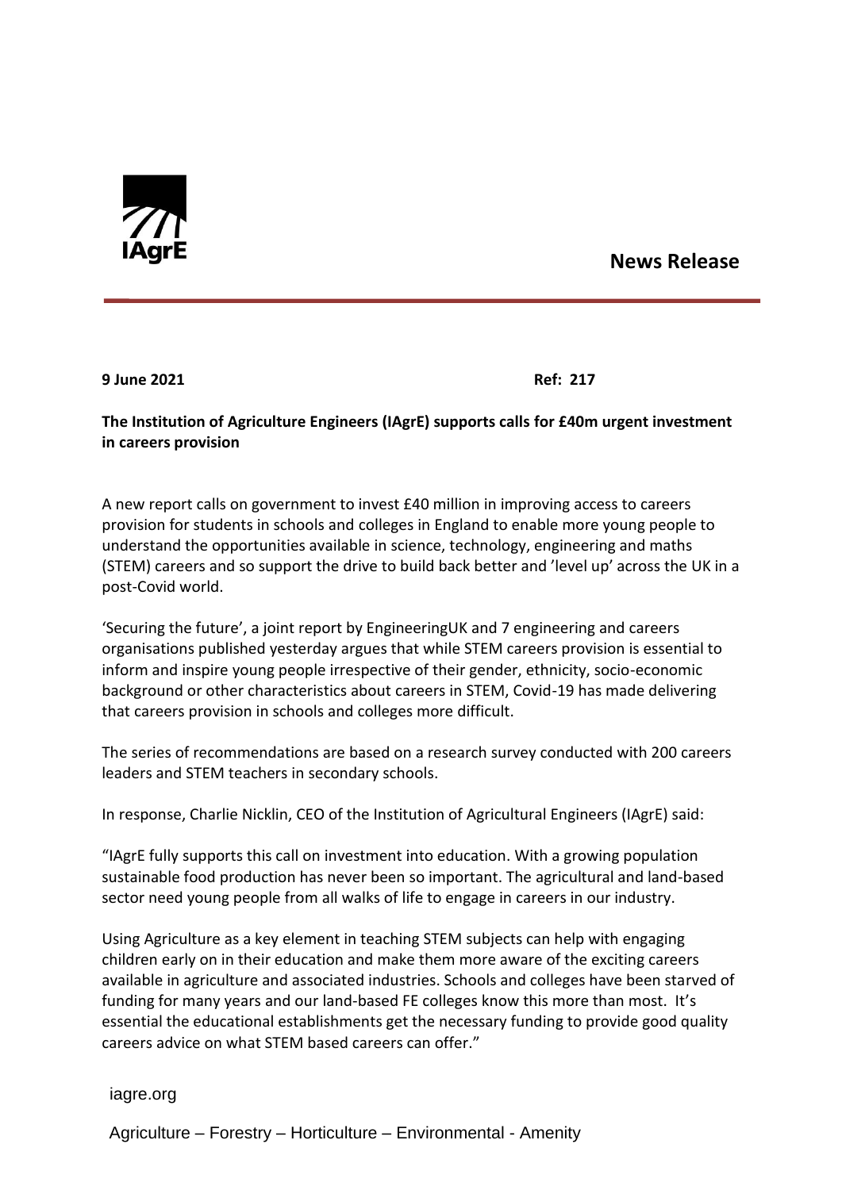IAgrE

# News Release

**9 June 2021** **Ref: 217**

**The Institution of Agriculture Engineers (IAgrE) supports calls for £40m urgent investment in careers provision**

A new report calls on government to invest £40 million in improving access to careers provision for students in schools and colleges in England to enable more young people to understand the opportunities available in science, technology, engineering and maths (STEM) careers and so support the drive to build back better and 'level up' across the UK in a post-Covid world.

'Securing the future', a joint report by EngineeringUK and 7 engineering and careers organisations published yesterday argues that while STEM careers provision is essential to inform and inspire young people irrespective of their gender, ethnicity, socio-economic background or other characteristics about careers in STEM, Covid-19 has made delivering that careers provision in schools and colleges more difficult.

The series of recommendations are based on a research survey conducted with 200 careers leaders and STEM teachers in secondary schools.

In response, Charlie Nicklin, CEO of the Institution of Agricultural Engineers (IAgrE) said:

"IAgrE fully supports this call on investment into education. With a growing population sustainable food production has never been so important. The agricultural and land-based sector need young people from all walks of life to engage in careers in our industry.

Using Agriculture as a key element in teaching STEM subjects can help with engaging children early on in their education and make them more aware of the exciting careers available in agriculture and associated industries. Schools and colleges have been starved of funding for many years and our land-based FE colleges know this more than most. It's essential the educational establishments get the necessary funding to provide good quality careers advice on what STEM based careers can offer."

iagre.org

Agriculture – Forestry – Horticulture – Environmental - Amenity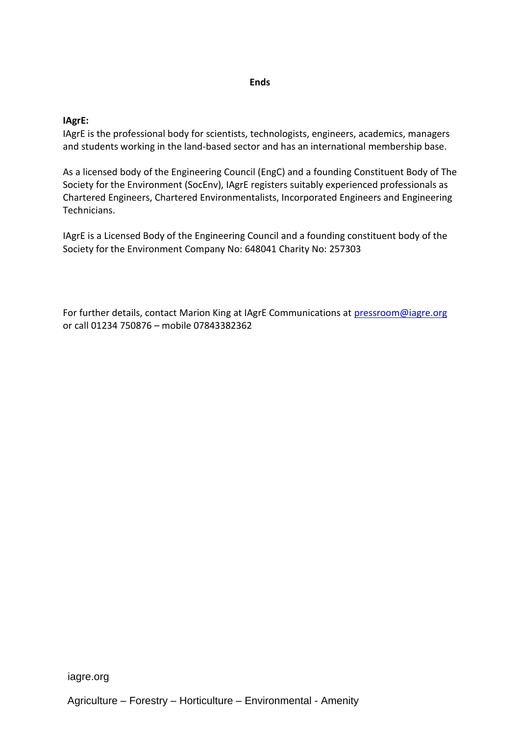**Ends**

**IAgrE:**

IAgrE is the professional body for scientists, technologists, engineers, academics, managers and students working in the land-based sector and has an international membership base.

As a licensed body of the Engineering Council (EngC) and a founding Constituent Body of The Society for the Environment (SocEnv), IAgrE registers suitably experienced professionals as Chartered Engineers, Chartered Environmentalists, Incorporated Engineers and Engineering Technicians.

IAgrE is a Licensed Body of the Engineering Council and a founding constituent body of the Society for the Environment Company No: 648041 Charity No: 257303

For further details, contact Marion King at IAgrE Communications at pressroom@iagre.org or call 01234 750876 – mobile 07843382362

iagre.org

Agriculture – Forestry – Horticulture – Environmental - Amenity